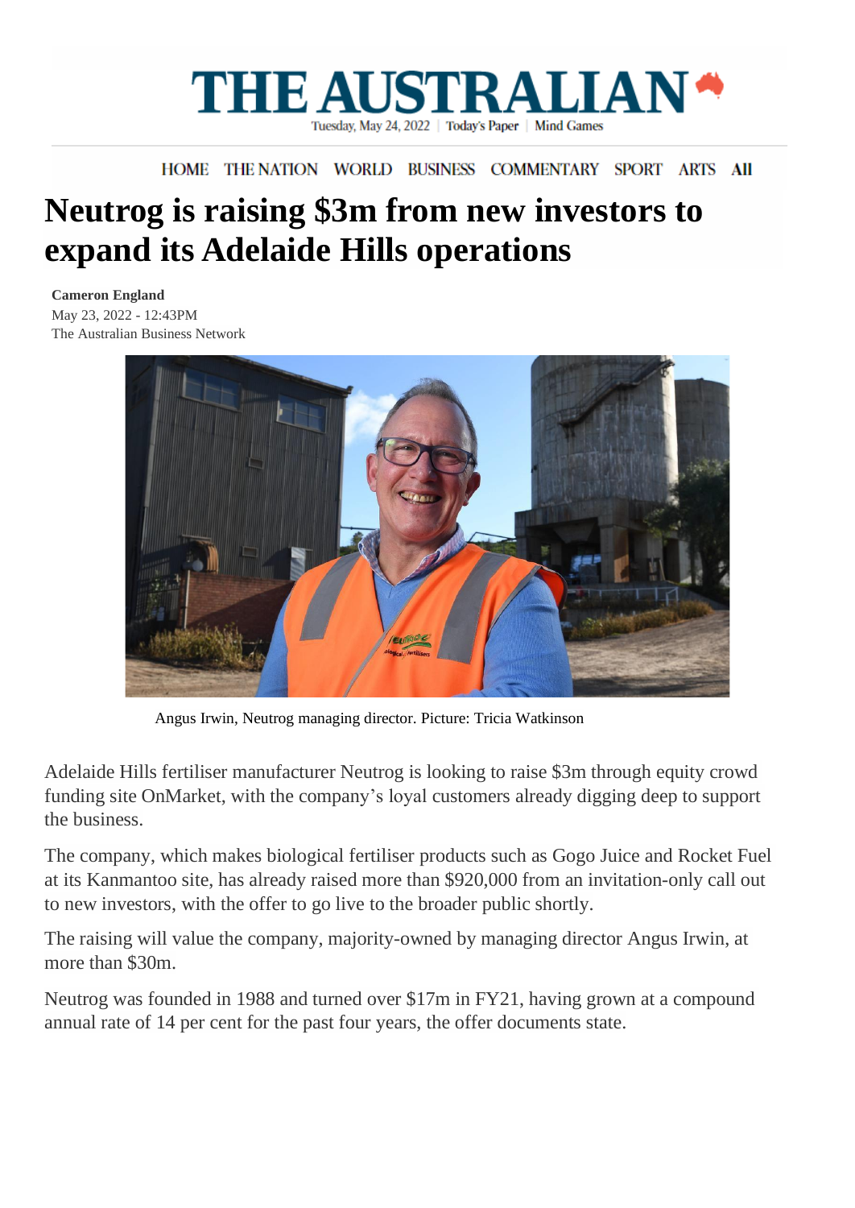# Neutrog is raising $3m from new investors to expand its Adelaide Hills operations

**Cameron England**
May 23, 2022 - 12:43PM
The Australian Business Network

Angus Irwin, Neutrog managing director. Picture: Tricia Watkinson

Adelaide Hills fertiliser manufacturer Neutrog is looking to raise $3m through equity crowd funding site OnMarket, with the company's loyal customers already digging deep to support the business.

The company, which makes biological fertiliser products such as Gogo Juice and Rocket Fuel at its Kanmantoo site, has already raised more than $920,000 from an invitation-only call out to new investors, with the offer to go live to the broader public shortly.

The raising will value the company, majority-owned by managing director Angus Irwin, at more than $30m.

Neutrog was founded in 1988 and turned over $17m in FY21, having grown at a compound annual rate of 14 per cent for the past four years, the offer documents state.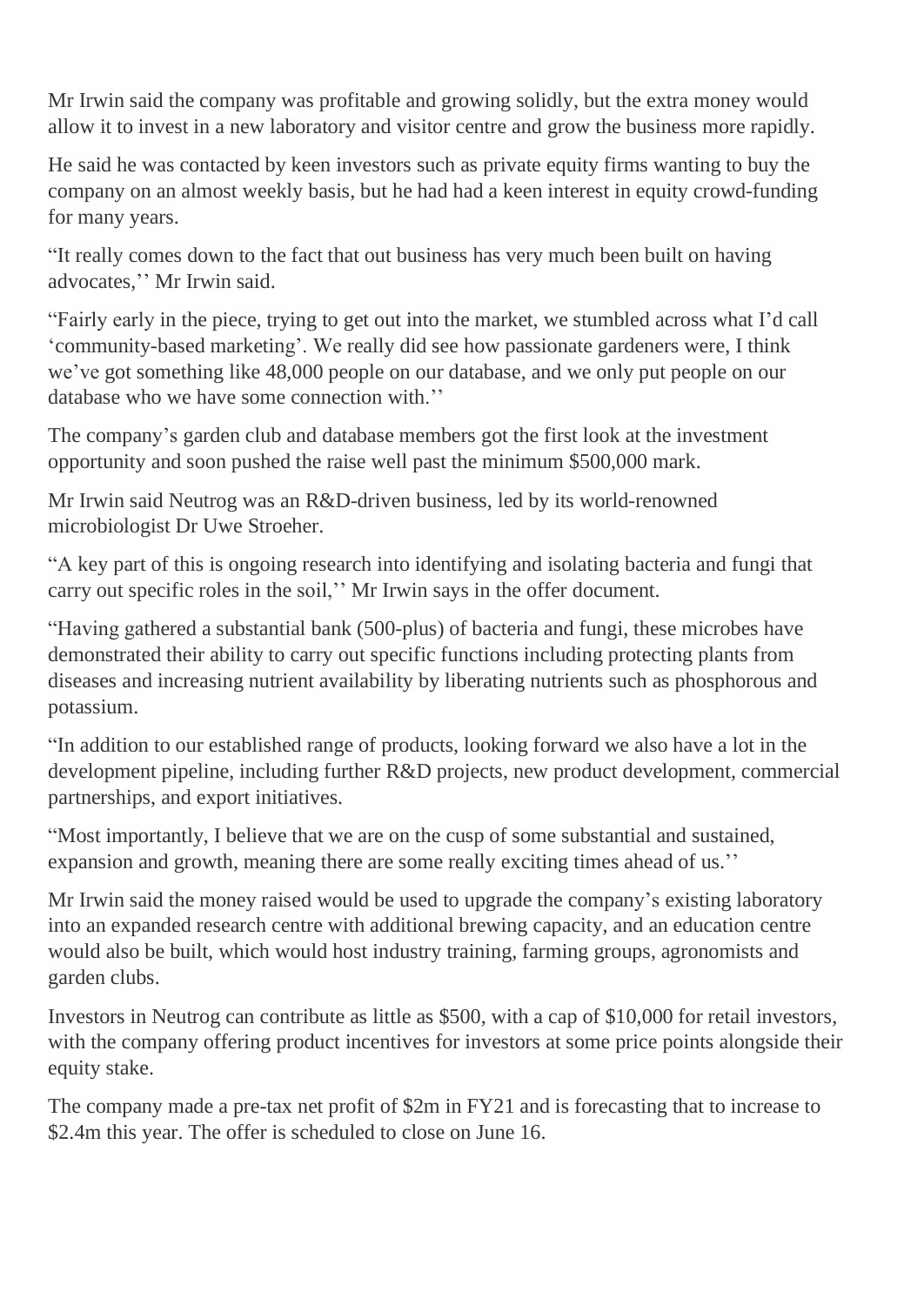Mr Irwin said the company was profitable and growing solidly, but the extra money would allow it to invest in a new laboratory and visitor centre and grow the business more rapidly.

He said he was contacted by keen investors such as private equity firms wanting to buy the company on an almost weekly basis, but he had had a keen interest in equity crowd-funding for many years.

“It really comes down to the fact that out business has very much been built on having advocates,’’ Mr Irwin said.

“Fairly early in the piece, trying to get out into the market, we stumbled across what I’d call ‘community-based marketing’. We really did see how passionate gardeners were, I think we’ve got something like 48,000 people on our database, and we only put people on our database who we have some connection with.’’

The company’s garden club and database members got the first look at the investment opportunity and soon pushed the raise well past the minimum $500,000 mark.

Mr Irwin said Neutrog was an R&D-driven business, led by its world-renowned microbiologist Dr Uwe Stroeher.

“A key part of this is ongoing research into identifying and isolating bacteria and fungi that carry out specific roles in the soil,’’ Mr Irwin says in the offer document.

“Having gathered a substantial bank (500-plus) of bacteria and fungi, these microbes have demonstrated their ability to carry out specific functions including protecting plants from diseases and increasing nutrient availability by liberating nutrients such as phosphorous and potassium.

“In addition to our established range of products, looking forward we also have a lot in the development pipeline, including further R&D projects, new product development, commercial partnerships, and export initiatives.

“Most importantly, I believe that we are on the cusp of some substantial and sustained, expansion and growth, meaning there are some really exciting times ahead of us.’’

Mr Irwin said the money raised would be used to upgrade the company’s existing laboratory into an expanded research centre with additional brewing capacity, and an education centre would also be built, which would host industry training, farming groups, agronomists and garden clubs.

Investors in Neutrog can contribute as little as $500, with a cap of $10,000 for retail investors, with the company offering product incentives for investors at some price points alongside their equity stake.

The company made a pre-tax net profit of $2m in FY21 and is forecasting that to increase to $2.4m this year. The offer is scheduled to close on June 16.